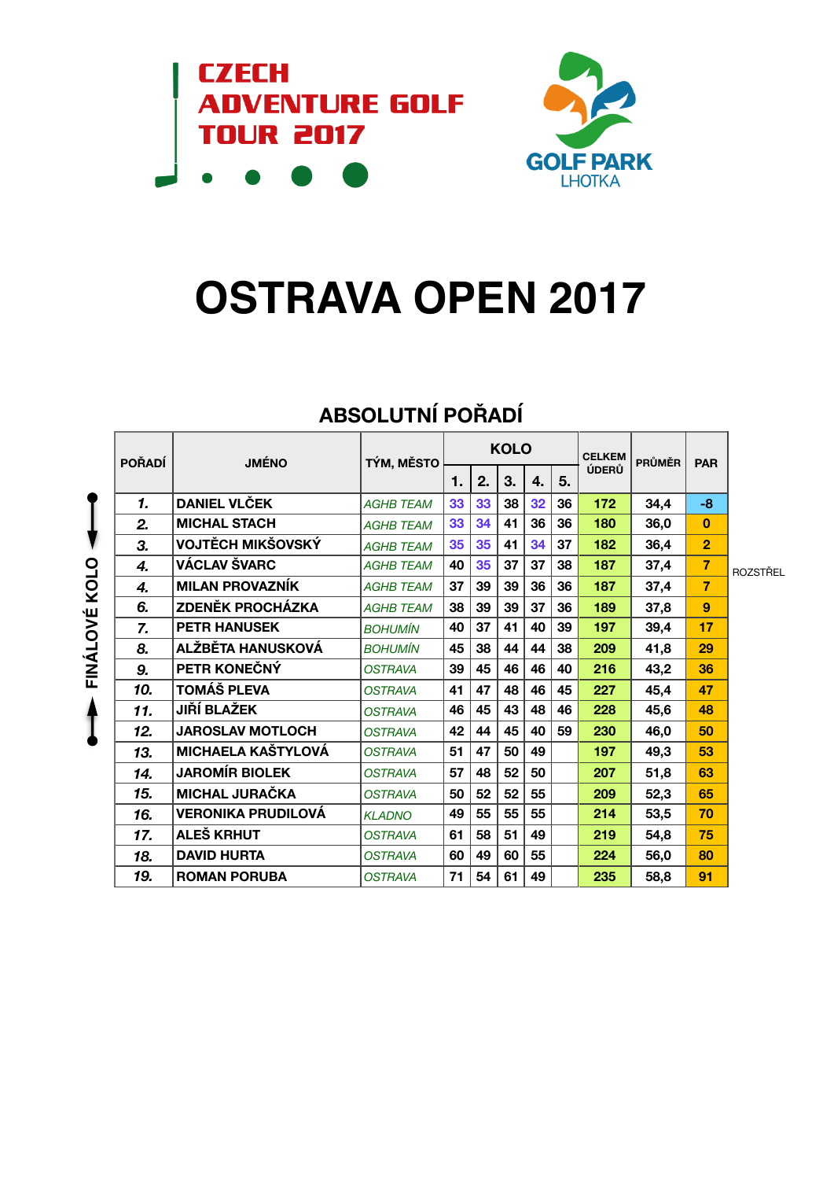CZECH ADVENTURE GOLF TOUR 2017

GOLF PARK LHOTKA

# OSTRAVA OPEN 2017

## ABSOLUTNÍ POŘADÍ

| POŘADÍ | JMÉNO | TÝM, MĚSTO | KOLO | | | | | CELKEM ÚDERŮ | PRŮMĚR | PAR | |
|---|---|---|---|---|---|---|---|---|---|---|---|
| | | | 1. | 2. | 3. | 4. | 5. | | | | |
| *1.* | **DANIEL VLČEK** | *AGHB TEAM* | 33 | 33 | 38 | 32 | 36 | 172 | 34,4 | -8 | |
| *2.* | **MICHAL STACH** | *AGHB TEAM* | 33 | 34 | 41 | 36 | 36 | 180 | 36,0 | 0 | |
| *3.* | **VOJTĚCH MIKŠOVSKÝ** | *AGHB TEAM* | 35 | 35 | 41 | 34 | 37 | 182 | 36,4 | 2 | |
| *4.* | **VÁCLAV ŠVARC** | *AGHB TEAM* | 40 | 35 | 37 | 37 | 38 | 187 | 37,4 | 7 | ROZSTŘEL |
| *4.* | **MILAN PROVAZNÍK** | *AGHB TEAM* | 37 | 39 | 39 | 36 | 36 | 187 | 37,4 | 7 | |
| *6.* | **ZDENĚK PROCHÁZKA** | *AGHB TEAM* | 38 | 39 | 39 | 37 | 36 | 189 | 37,8 | 9 | |
| *7.* | **PETR HANUSEK** | *BOHUMÍN* | 40 | 37 | 41 | 40 | 39 | 197 | 39,4 | 17 | |
| *8.* | **ALŽBĚTA HANUSKOVÁ** | *BOHUMÍN* | 45 | 38 | 44 | 44 | 38 | 209 | 41,8 | 29 | |
| *9.* | **PETR KONEČNÝ** | *OSTRAVA* | 39 | 45 | 46 | 46 | 40 | 216 | 43,2 | 36 | |
| *10.* | **TOMÁŠ PLEVA** | *OSTRAVA* | 41 | 47 | 48 | 46 | 45 | 227 | 45,4 | 47 | |
| *11.* | **JIŘÍ BLAŽEK** | *OSTRAVA* | 46 | 45 | 43 | 48 | 46 | 228 | 45,6 | 48 | |
| *12.* | **JAROSLAV MOTLOCH** | *OSTRAVA* | 42 | 44 | 45 | 40 | 59 | 230 | 46,0 | 50 | |
| *13.* | **MICHAELA KAŠTYLOVÁ** | *OSTRAVA* | 51 | 47 | 50 | 49 | | 197 | 49,3 | 53 | |
| *14.* | **JAROMÍR BIOLEK** | *OSTRAVA* | 57 | 48 | 52 | 50 | | 207 | 51,8 | 63 | |
| *15.* | **MICHAL JURAČKA** | *OSTRAVA* | 50 | 52 | 52 | 55 | | 209 | 52,3 | 65 | |
| *16.* | **VERONIKA PRUDILOVÁ** | *KLADNO* | 49 | 55 | 55 | 55 | | 214 | 53,5 | 70 | |
| *17.* | **ALEŠ KRHUT** | *OSTRAVA* | 61 | 58 | 51 | 49 | | 219 | 54,8 | 75 | |
| *18.* | **DAVID HURTA** | *OSTRAVA* | 60 | 49 | 60 | 55 | | 224 | 56,0 | 80 | |
| *19.* | **ROMAN PORUBA** | *OSTRAVA* | 71 | 54 | 61 | 49 | | 235 | 58,8 | 91 | |

FINÁLOVÉ KOLO (pořadí 1.–12.)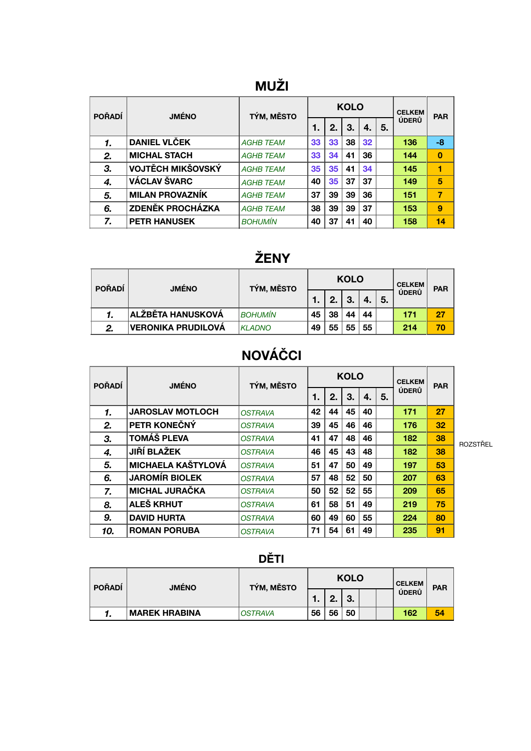# MUŽI

| POŘADÍ | JMÉNO | TÝM, MĚSTO | KOLO | | | | | CELKEM ÚDERŮ | PAR |
|---|---|---|---|---|---|---|---|---|---|
| | | | 1. | 2. | 3. | 4. | 5. | | |
| 1. | DANIEL VLČEK | AGHB TEAM | 33 | 33 | 38 | 32 | | 136 | -8 |
| 2. | MICHAL STACH | AGHB TEAM | 33 | 34 | 41 | 36 | | 144 | 0 |
| 3. | VOJTĚCH MIKŠOVSKÝ | AGHB TEAM | 35 | 35 | 41 | 34 | | 145 | 1 |
| 4. | VÁCLAV ŠVARC | AGHB TEAM | 40 | 35 | 37 | 37 | | 149 | 5 |
| 5. | MILAN PROVAZNÍK | AGHB TEAM | 37 | 39 | 39 | 36 | | 151 | 7 |
| 6. | ZDENĚK PROCHÁZKA | AGHB TEAM | 38 | 39 | 39 | 37 | | 153 | 9 |
| 7. | PETR HANUSEK | BOHUMÍN | 40 | 37 | 41 | 40 | | 158 | 14 |

# ŽENY

| POŘADÍ | JMÉNO | TÝM, MĚSTO | KOLO | | | | | CELKEM ÚDERŮ | PAR |
|---|---|---|---|---|---|---|---|---|---|
| | | | 1. | 2. | 3. | 4. | 5. | | |
| 1. | ALŽBĚTA HANUSKOVÁ | BOHUMÍN | 45 | 38 | 44 | 44 | | 171 | 27 |
| 2. | VERONIKA PRUDILOVÁ | KLADNO | 49 | 55 | 55 | 55 | | 214 | 70 |

# NOVÁČCI

| POŘADÍ | JMÉNO | TÝM, MĚSTO | KOLO | | | | | CELKEM ÚDERŮ | PAR | |
|---|---|---|---|---|---|---|---|---|---|---|
| | | | 1. | 2. | 3. | 4. | 5. | | | |
| 1. | JAROSLAV MOTLOCH | OSTRAVA | 42 | 44 | 45 | 40 | | 171 | 27 | |
| 2. | PETR KONEČNÝ | OSTRAVA | 39 | 45 | 46 | 46 | | 176 | 32 | |
| 3. | TOMÁŠ PLEVA | OSTRAVA | 41 | 47 | 48 | 46 | | 182 | 38 | ROZSTŘEL |
| 4. | JIŘÍ BLAŽEK | OSTRAVA | 46 | 45 | 43 | 48 | | 182 | 38 | |
| 5. | MICHAELA KAŠTYLOVÁ | OSTRAVA | 51 | 47 | 50 | 49 | | 197 | 53 | |
| 6. | JAROMÍR BIOLEK | OSTRAVA | 57 | 48 | 52 | 50 | | 207 | 63 | |
| 7. | MICHAL JURAČKA | OSTRAVA | 50 | 52 | 52 | 55 | | 209 | 65 | |
| 8. | ALEŠ KRHUT | OSTRAVA | 61 | 58 | 51 | 49 | | 219 | 75 | |
| 9. | DAVID HURTA | OSTRAVA | 60 | 49 | 60 | 55 | | 224 | 80 | |
| 10. | ROMAN PORUBA | OSTRAVA | 71 | 54 | 61 | 49 | | 235 | 91 | |

# DĚTI

| POŘADÍ | JMÉNO | TÝM, MĚSTO | KOLO | | | | | CELKEM ÚDERŮ | PAR |
|---|---|---|---|---|---|---|---|---|---|
| | | | 1. | 2. | 3. | | | | |
| 1. | MAREK HRABINA | OSTRAVA | 56 | 56 | 50 | | | 162 | 54 |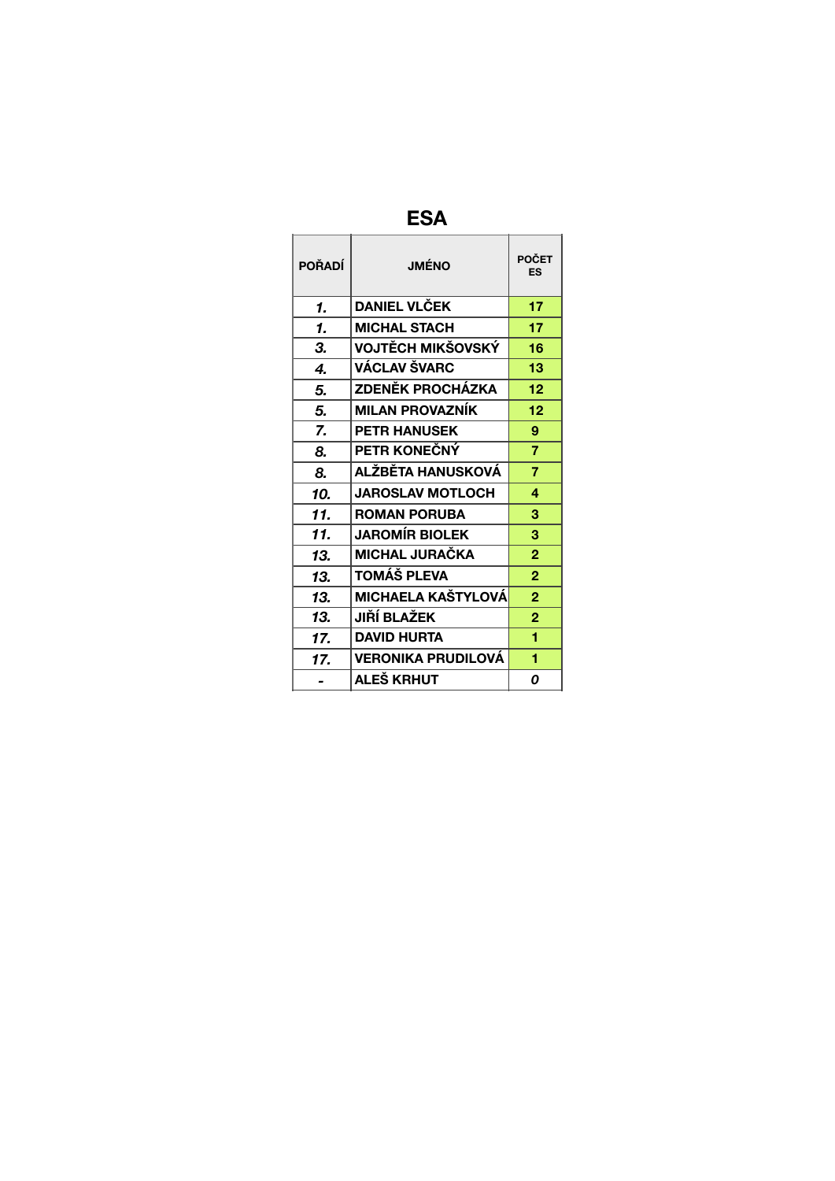# ESA

| POŘADÍ | JMÉNO | POČET ES |
|---|---|---|
| *1.* | DANIEL VLČEK | 17 |
| *1.* | MICHAL STACH | 17 |
| *3.* | VOJTĚCH MIKŠOVSKÝ | 16 |
| *4.* | VÁCLAV ŠVARC | 13 |
| *5.* | ZDENĚK PROCHÁZKA | 12 |
| *5.* | MILAN PROVAZNÍK | 12 |
| *7.* | PETR HANUSEK | 9 |
| *8.* | PETR KONEČNÝ | 7 |
| *8.* | ALŽBĚTA HANUSKOVÁ | 7 |
| *10.* | JAROSLAV MOTLOCH | 4 |
| *11.* | ROMAN PORUBA | 3 |
| *11.* | JAROMÍR BIOLEK | 3 |
| *13.* | MICHAL JURAČKA | 2 |
| *13.* | TOMÁŠ PLEVA | 2 |
| *13.* | MICHAELA KAŠTYLOVÁ | 2 |
| *13.* | JIŘÍ BLAŽEK | 2 |
| *17.* | DAVID HURTA | 1 |
| *17.* | VERONIKA PRUDILOVÁ | 1 |
| - | ALEŠ KRHUT | *0* |